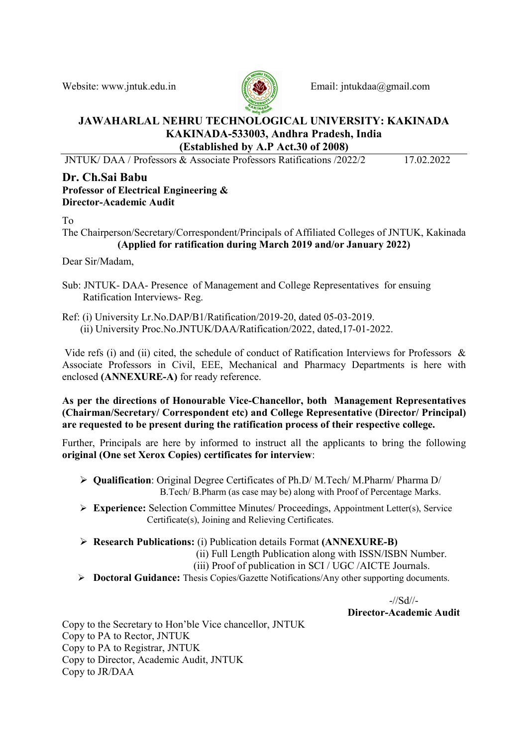Website: www.jntuk.edu.in Email: jntukdaa@gmail.com

## JAWAHARLAL NEHRU TECHNOLOGICAL UNIVERSITY: KAKINADA
## KAKINADA-533003, Andhra Pradesh, India
## (Established by A.P Act.30 of 2008)

JNTUK/ DAA / Professors & Associate Professors Ratifications /2022/2 17.02.2022

**Dr. Ch.Sai Babu**
**Professor of Electrical Engineering &**
**Director-Academic Audit**

To

The Chairperson/Secretary/Correspondent/Principals of Affiliated Colleges of JNTUK, Kakinada
**(Applied for ratification during March 2019 and/or January 2022)**

Dear Sir/Madam,

Sub: JNTUK- DAA- Presence of Management and College Representatives for ensuing Ratification Interviews- Reg.

Ref: (i) University Lr.No.DAP/B1/Ratification/2019-20, dated 05-03-2019.
(ii) University Proc.No.JNTUK/DAA/Ratification/2022, dated,17-01-2022.

Vide refs (i) and (ii) cited, the schedule of conduct of Ratification Interviews for Professors & Associate Professors in Civil, EEE, Mechanical and Pharmacy Departments is here with enclosed **(ANNEXURE-A)** for ready reference.

**As per the directions of Honourable Vice-Chancellor, both Management Representatives (Chairman/Secretary/ Correspondent etc) and College Representative (Director/ Principal) are requested to be present during the ratification process of their respective college.**

Further, Principals are here by informed to instruct all the applicants to bring the following **original (One set Xerox Copies) certificates for interview**:

- **Qualification**: Original Degree Certificates of Ph.D/ M.Tech/ M.Pharm/ Pharma D/ B.Tech/ B.Pharm (as case may be) along with Proof of Percentage Marks.
- **Experience:** Selection Committee Minutes/ Proceedings, Appointment Letter(s), Service Certificate(s), Joining and Relieving Certificates.
- **Research Publications:** (i) Publication details Format **(ANNEXURE-B)**
  (ii) Full Length Publication along with ISSN/ISBN Number.
  (iii) Proof of publication in SCI / UGC /AICTE Journals.
- **Doctoral Guidance:** Thesis Copies/Gazette Notifications/Any other supporting documents.

-//Sd//-
**Director-Academic Audit**

Copy to the Secretary to Hon'ble Vice chancellor, JNTUK
Copy to PA to Rector, JNTUK
Copy to PA to Registrar, JNTUK
Copy to Director, Academic Audit, JNTUK
Copy to JR/DAA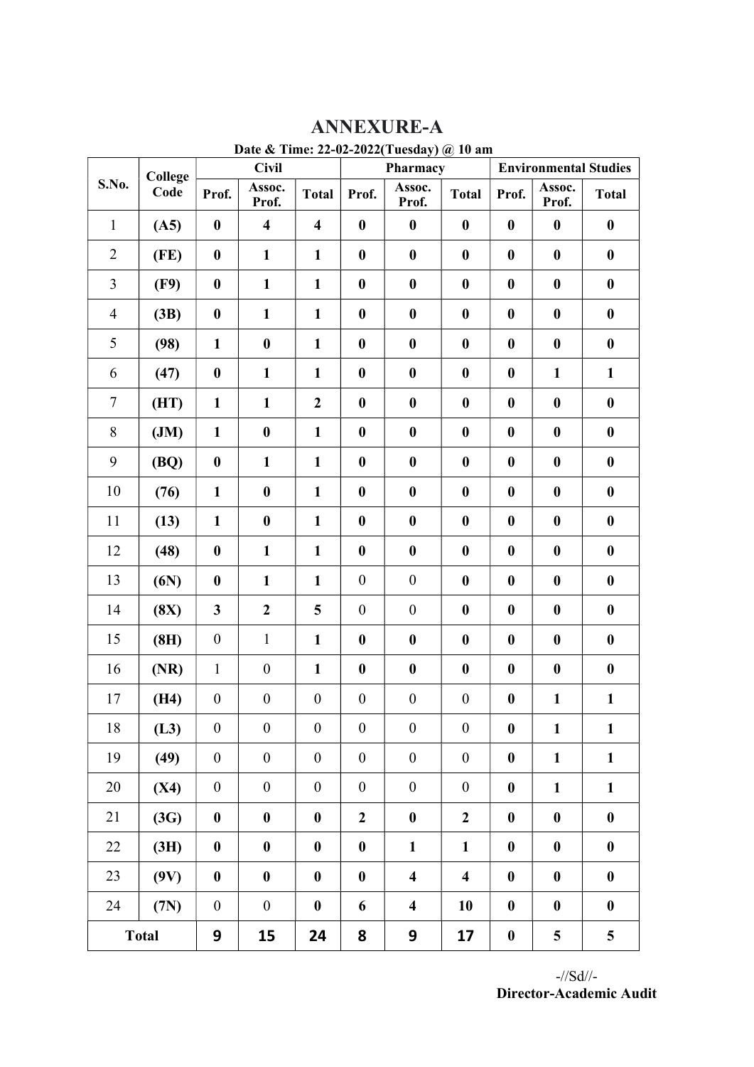# ANNEXURE-A

**Date & Time: 22-02-2022(Tuesday) @ 10 am**

| S.No. | College Code | Civil | | | Pharmacy | | | Environmental Studies | | |
|---|---|---|---|---|---|---|---|---|---|---|
| | | Prof. | Assoc. Prof. | Total | Prof. | Assoc. Prof. | Total | Prof. | Assoc. Prof. | Total |
| 1 | (A5) | 0 | 4 | 4 | 0 | 0 | 0 | 0 | 0 | 0 |
| 2 | (FE) | 0 | 1 | 1 | 0 | 0 | 0 | 0 | 0 | 0 |
| 3 | (F9) | 0 | 1 | 1 | 0 | 0 | 0 | 0 | 0 | 0 |
| 4 | (3B) | 0 | 1 | 1 | 0 | 0 | 0 | 0 | 0 | 0 |
| 5 | (98) | 1 | 0 | 1 | 0 | 0 | 0 | 0 | 0 | 0 |
| 6 | (47) | 0 | 1 | 1 | 0 | 0 | 0 | 0 | 1 | 1 |
| 7 | (HT) | 1 | 1 | 2 | 0 | 0 | 0 | 0 | 0 | 0 |
| 8 | (JM) | 1 | 0 | 1 | 0 | 0 | 0 | 0 | 0 | 0 |
| 9 | (BQ) | 0 | 1 | 1 | 0 | 0 | 0 | 0 | 0 | 0 |
| 10 | (76) | 1 | 0 | 1 | 0 | 0 | 0 | 0 | 0 | 0 |
| 11 | (13) | 1 | 0 | 1 | 0 | 0 | 0 | 0 | 0 | 0 |
| 12 | (48) | 0 | 1 | 1 | 0 | 0 | 0 | 0 | 0 | 0 |
| 13 | (6N) | 0 | 1 | 1 | 0 | 0 | 0 | 0 | 0 | 0 |
| 14 | (8X) | 3 | 2 | 5 | 0 | 0 | 0 | 0 | 0 | 0 |
| 15 | (8H) | 0 | 1 | 1 | 0 | 0 | 0 | 0 | 0 | 0 |
| 16 | (NR) | 1 | 0 | 1 | 0 | 0 | 0 | 0 | 0 | 0 |
| 17 | (H4) | 0 | 0 | 0 | 0 | 0 | 0 | 0 | 1 | 1 |
| 18 | (L3) | 0 | 0 | 0 | 0 | 0 | 0 | 0 | 1 | 1 |
| 19 | (49) | 0 | 0 | 0 | 0 | 0 | 0 | 0 | 1 | 1 |
| 20 | (X4) | 0 | 0 | 0 | 0 | 0 | 0 | 0 | 1 | 1 |
| 21 | (3G) | 0 | 0 | 0 | 2 | 0 | 2 | 0 | 0 | 0 |
| 22 | (3H) | 0 | 0 | 0 | 0 | 1 | 1 | 0 | 0 | 0 |
| 23 | (9V) | 0 | 0 | 0 | 0 | 4 | 4 | 0 | 0 | 0 |
| 24 | (7N) | 0 | 0 | 0 | 6 | 4 | 10 | 0 | 0 | 0 |
| Total | | 9 | 15 | 24 | 8 | 9 | 17 | 0 | 5 | 5 |

-//Sd//-
**Director-Academic Audit**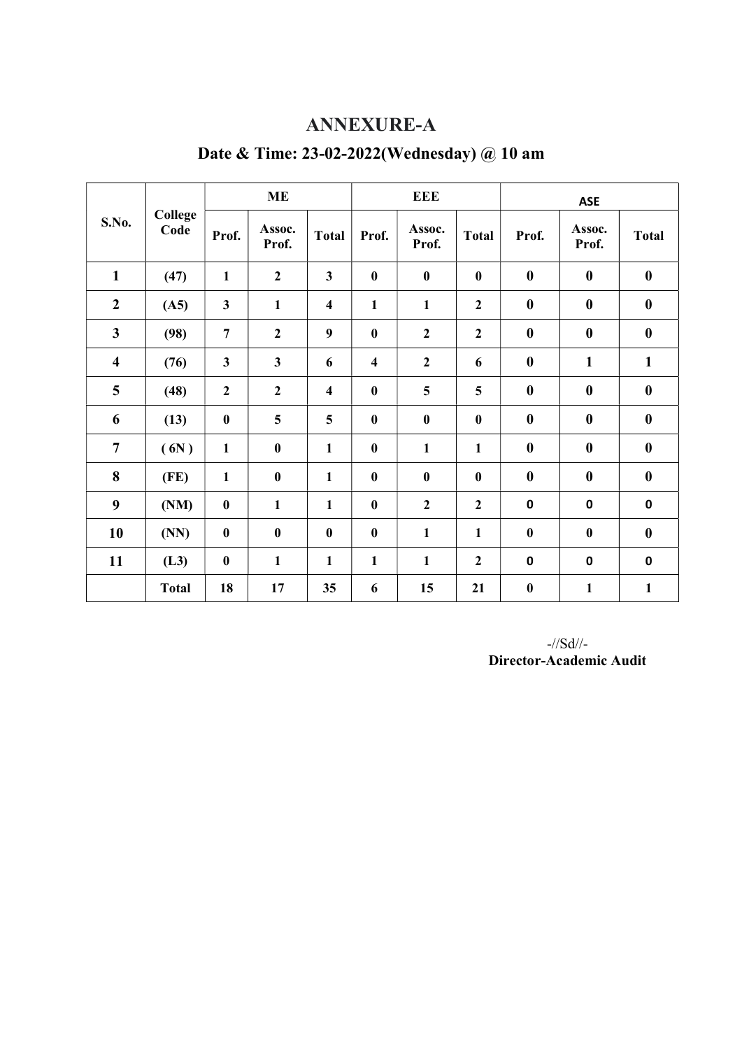# ANNEXURE-A

## Date & Time: 23-02-2022(Wednesday) @ 10 am

| S.No. | College Code | ME | | | EEE | | | ASE | | |
|---|---|---|---|---|---|---|---|---|---|---|
| | | Prof. | Assoc. Prof. | Total | Prof. | Assoc. Prof. | Total | Prof. | Assoc. Prof. | Total |
| 1 | (47) | 1 | 2 | 3 | 0 | 0 | 0 | 0 | 0 | 0 |
| 2 | (A5) | 3 | 1 | 4 | 1 | 1 | 2 | 0 | 0 | 0 |
| 3 | (98) | 7 | 2 | 9 | 0 | 2 | 2 | 0 | 0 | 0 |
| 4 | (76) | 3 | 3 | 6 | 4 | 2 | 6 | 0 | 1 | 1 |
| 5 | (48) | 2 | 2 | 4 | 0 | 5 | 5 | 0 | 0 | 0 |
| 6 | (13) | 0 | 5 | 5 | 0 | 0 | 0 | 0 | 0 | 0 |
| 7 | ( 6N ) | 1 | 0 | 1 | 0 | 1 | 1 | 0 | 0 | 0 |
| 8 | (FE) | 1 | 0 | 1 | 0 | 0 | 0 | 0 | 0 | 0 |
| 9 | (NM) | 0 | 1 | 1 | 0 | 2 | 2 | 0 | 0 | 0 |
| 10 | (NN) | 0 | 0 | 0 | 0 | 1 | 1 | 0 | 0 | 0 |
| 11 | (L3) | 0 | 1 | 1 | 1 | 1 | 2 | 0 | 0 | 0 |
| | Total | 18 | 17 | 35 | 6 | 15 | 21 | 0 | 1 | 1 |

-//Sd//-
**Director-Academic Audit**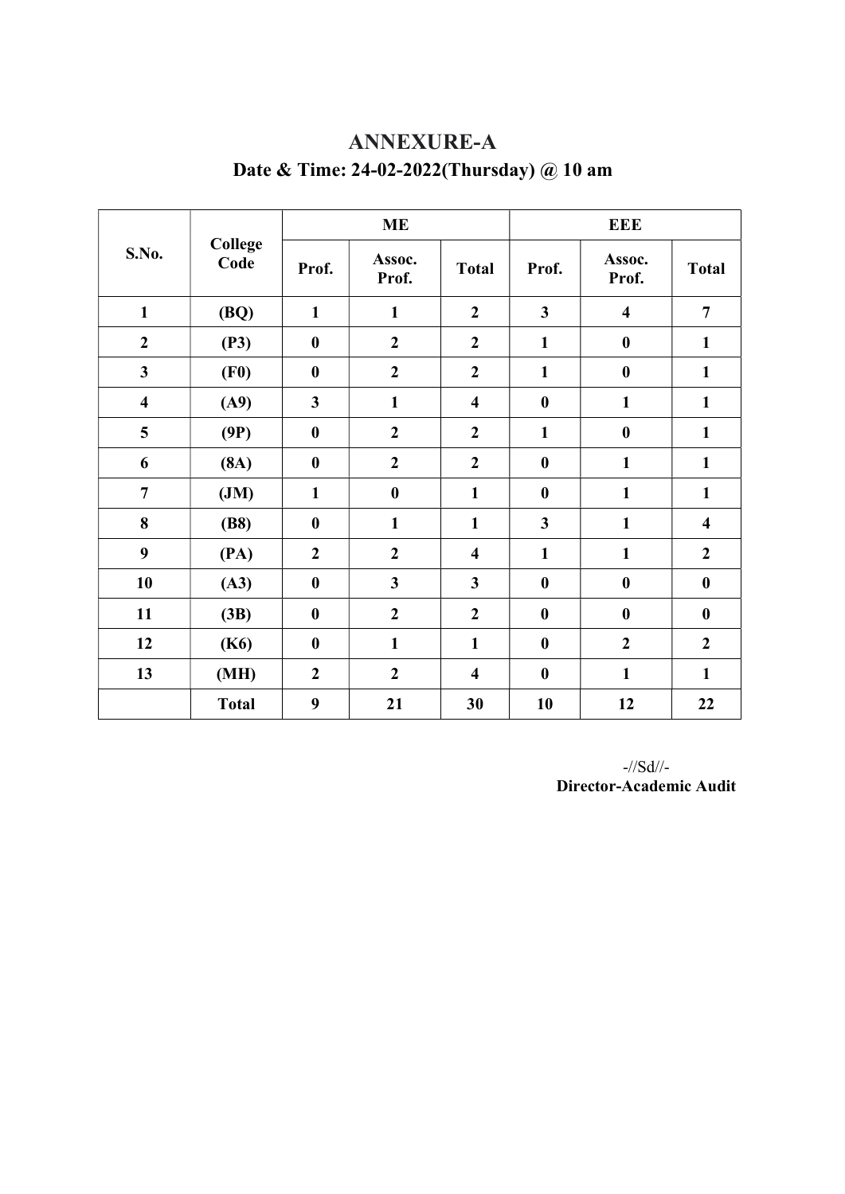# ANNEXURE-A

## Date & Time: 24-02-2022(Thursday) @ 10 am

| S.No. | College Code | ME | | | EEE | | |
|---|---|---|---|---|---|---|---|
| | | Prof. | Assoc. Prof. | Total | Prof. | Assoc. Prof. | Total |
| 1 | (BQ) | 1 | 1 | 2 | 3 | 4 | 7 |
| 2 | (P3) | 0 | 2 | 2 | 1 | 0 | 1 |
| 3 | (F0) | 0 | 2 | 2 | 1 | 0 | 1 |
| 4 | (A9) | 3 | 1 | 4 | 0 | 1 | 1 |
| 5 | (9P) | 0 | 2 | 2 | 1 | 0 | 1 |
| 6 | (8A) | 0 | 2 | 2 | 0 | 1 | 1 |
| 7 | (JM) | 1 | 0 | 1 | 0 | 1 | 1 |
| 8 | (B8) | 0 | 1 | 1 | 3 | 1 | 4 |
| 9 | (PA) | 2 | 2 | 4 | 1 | 1 | 2 |
| 10 | (A3) | 0 | 3 | 3 | 0 | 0 | 0 |
| 11 | (3B) | 0 | 2 | 2 | 0 | 0 | 0 |
| 12 | (K6) | 0 | 1 | 1 | 0 | 2 | 2 |
| 13 | (MH) | 2 | 2 | 4 | 0 | 1 | 1 |
| | **Total** | **9** | **21** | **30** | **10** | **12** | **22** |

-//Sd//-
**Director-Academic Audit**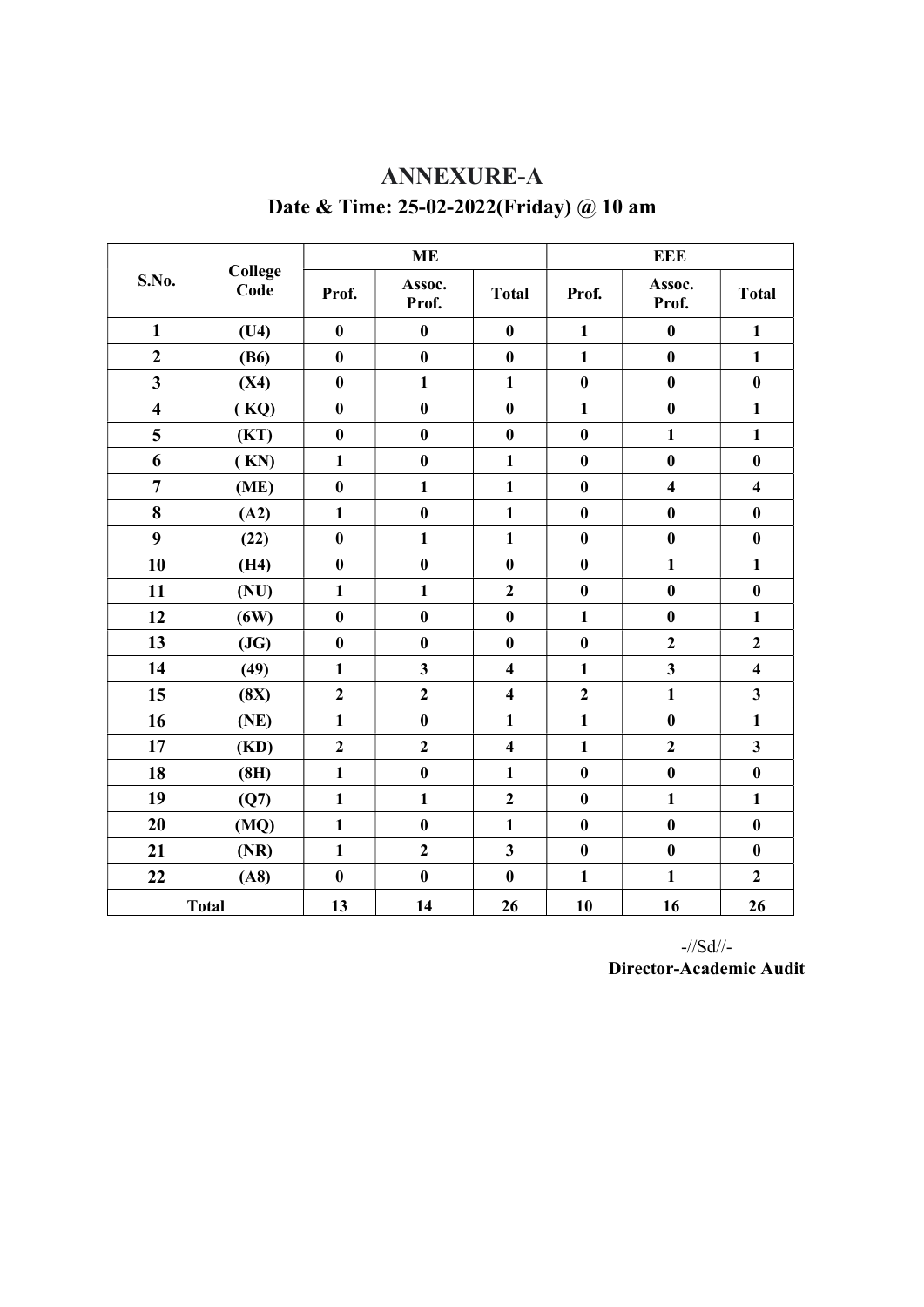# ANNEXURE-A

## Date & Time: 25-02-2022(Friday) @ 10 am

| S.No. | College Code | ME | | | EEE | | |
|---|---|---|---|---|---|---|---|
| | | Prof. | Assoc. Prof. | Total | Prof. | Assoc. Prof. | Total |
| 1 | (U4) | 0 | 0 | 0 | 1 | 0 | 1 |
| 2 | (B6) | 0 | 0 | 0 | 1 | 0 | 1 |
| 3 | (X4) | 0 | 1 | 1 | 0 | 0 | 0 |
| 4 | ( KQ) | 0 | 0 | 0 | 1 | 0 | 1 |
| 5 | (KT) | 0 | 0 | 0 | 0 | 1 | 1 |
| 6 | ( KN) | 1 | 0 | 1 | 0 | 0 | 0 |
| 7 | (ME) | 0 | 1 | 1 | 0 | 4 | 4 |
| 8 | (A2) | 1 | 0 | 1 | 0 | 0 | 0 |
| 9 | (22) | 0 | 1 | 1 | 0 | 0 | 0 |
| 10 | (H4) | 0 | 0 | 0 | 0 | 1 | 1 |
| 11 | (NU) | 1 | 1 | 2 | 0 | 0 | 0 |
| 12 | (6W) | 0 | 0 | 0 | 1 | 0 | 1 |
| 13 | (JG) | 0 | 0 | 0 | 0 | 2 | 2 |
| 14 | (49) | 1 | 3 | 4 | 1 | 3 | 4 |
| 15 | (8X) | 2 | 2 | 4 | 2 | 1 | 3 |
| 16 | (NE) | 1 | 0 | 1 | 1 | 0 | 1 |
| 17 | (KD) | 2 | 2 | 4 | 1 | 2 | 3 |
| 18 | (8H) | 1 | 0 | 1 | 0 | 0 | 0 |
| 19 | (Q7) | 1 | 1 | 2 | 0 | 1 | 1 |
| 20 | (MQ) | 1 | 0 | 1 | 0 | 0 | 0 |
| 21 | (NR) | 1 | 2 | 3 | 0 | 0 | 0 |
| 22 | (A8) | 0 | 0 | 0 | 1 | 1 | 2 |
| Total | | 13 | 14 | 26 | 10 | 16 | 26 |

-//Sd//-

**Director-Academic Audit**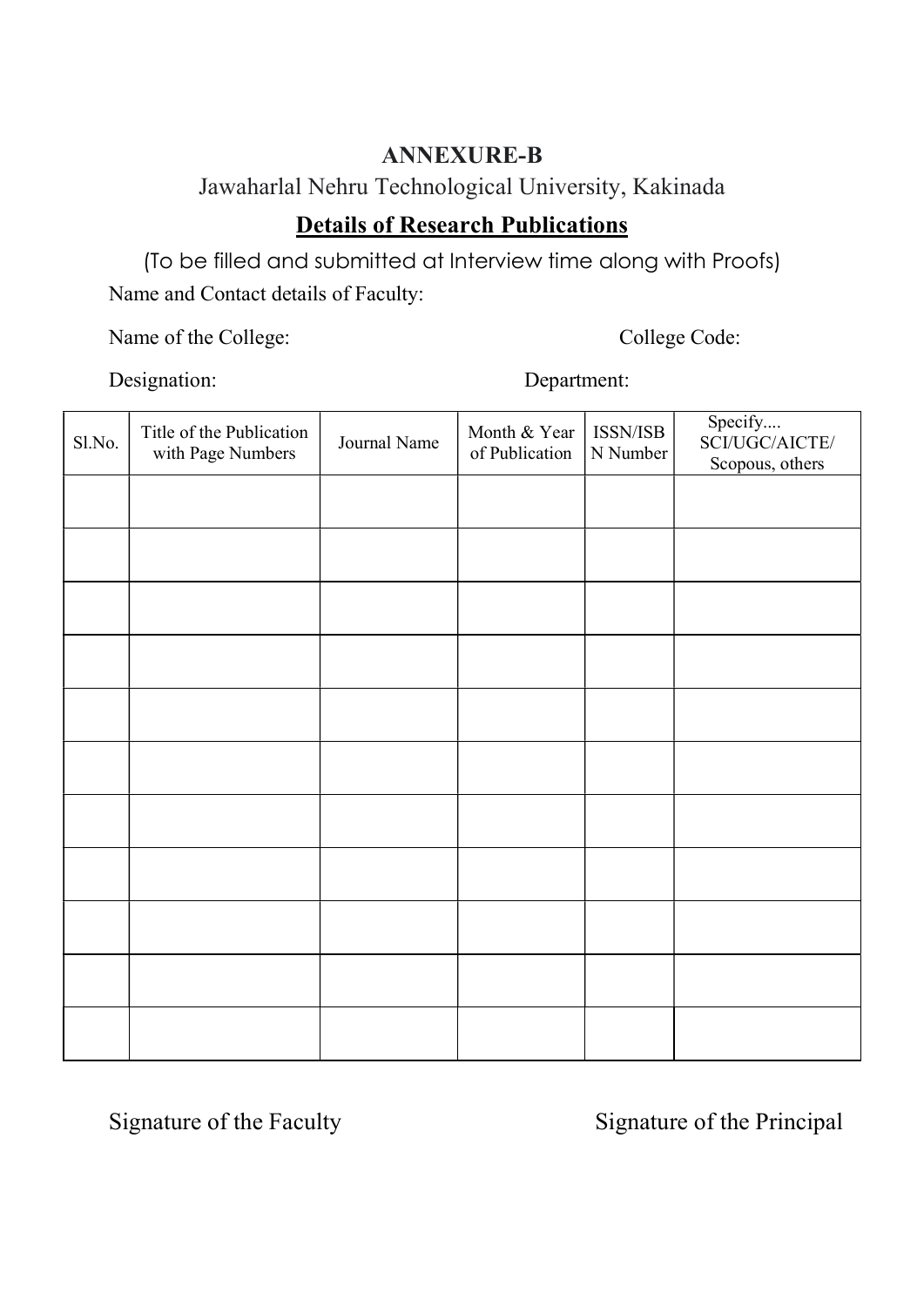**ANNEXURE-B**

Jawaharlal Nehru Technological University, Kakinada

## Details of Research Publications

(To be filled and submitted at Interview time along with Proofs)

Name and Contact details of Faculty:

Name of the College: College Code:

Designation: Department:

| Sl.No. | Title of the Publication with Page Numbers | Journal Name | Month & Year of Publication | ISSN/ISBN Number | Specify.... SCI/UGC/AICTE/ Scopous, others |
|---|---|---|---|---|---|
| | | | | | |
| | | | | | |
| | | | | | |
| | | | | | |
| | | | | | |
| | | | | | |
| | | | | | |
| | | | | | |
| | | | | | |
| | | | | | |
| | | | | | |

Signature of the Faculty Signature of the Principal